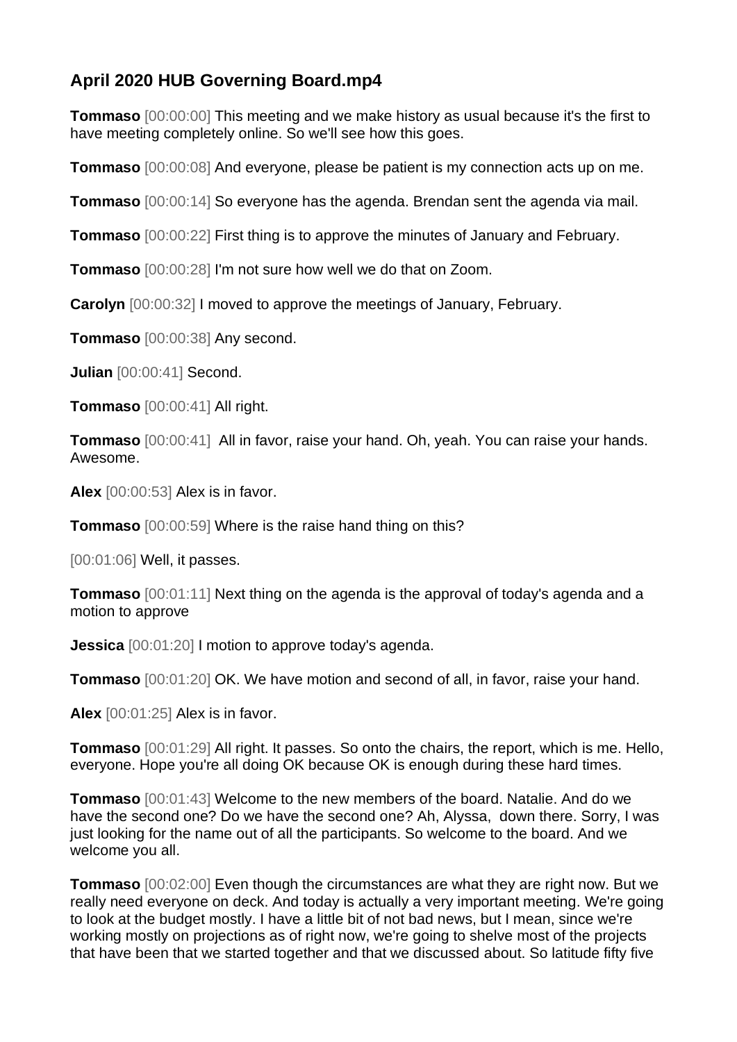## April 2020 HUB Governing Board.mp4

**Tommaso** [00:00:00] This meeting and we make history as usual because it's the first to have meeting completely online. So we'll see how this goes.

**Tommaso** [00:00:08] And everyone, please be patient is my connection acts up on me.

**Tommaso** [00:00:14] So everyone has the agenda. Brendan sent the agenda via mail.

**Tommaso** [00:00:22] First thing is to approve the minutes of January and February.

**Tommaso** [00:00:28] I'm not sure how well we do that on Zoom.

**Carolyn** [00:00:32] I moved to approve the meetings of January, February.

**Tommaso** [00:00:38] Any second.

**Julian** [00:00:41] Second.

**Tommaso** [00:00:41] All right.

**Tommaso** [00:00:41] All in favor, raise your hand. Oh, yeah. You can raise your hands. Awesome.

**Alex** [00:00:53] Alex is in favor.

**Tommaso** [00:00:59] Where is the raise hand thing on this?

[00:01:06] Well, it passes.

**Tommaso** [00:01:11] Next thing on the agenda is the approval of today's agenda and a motion to approve

**Jessica** [00:01:20] I motion to approve today's agenda.

**Tommaso** [00:01:20] OK. We have motion and second of all, in favor, raise your hand.

**Alex** [00:01:25] Alex is in favor.

**Tommaso** [00:01:29] All right. It passes. So onto the chairs, the report, which is me. Hello, everyone. Hope you're all doing OK because OK is enough during these hard times.

**Tommaso** [00:01:43] Welcome to the new members of the board. Natalie. And do we have the second one? Do we have the second one? Ah, Alyssa, down there. Sorry, I was just looking for the name out of all the participants. So welcome to the board. And we welcome you all.

**Tommaso** [00:02:00] Even though the circumstances are what they are right now. But we really need everyone on deck. And today is actually a very important meeting. We're going to look at the budget mostly. I have a little bit of not bad news, but I mean, since we're working mostly on projections as of right now, we're going to shelve most of the projects that have been that we started together and that we discussed about. So latitude fifty five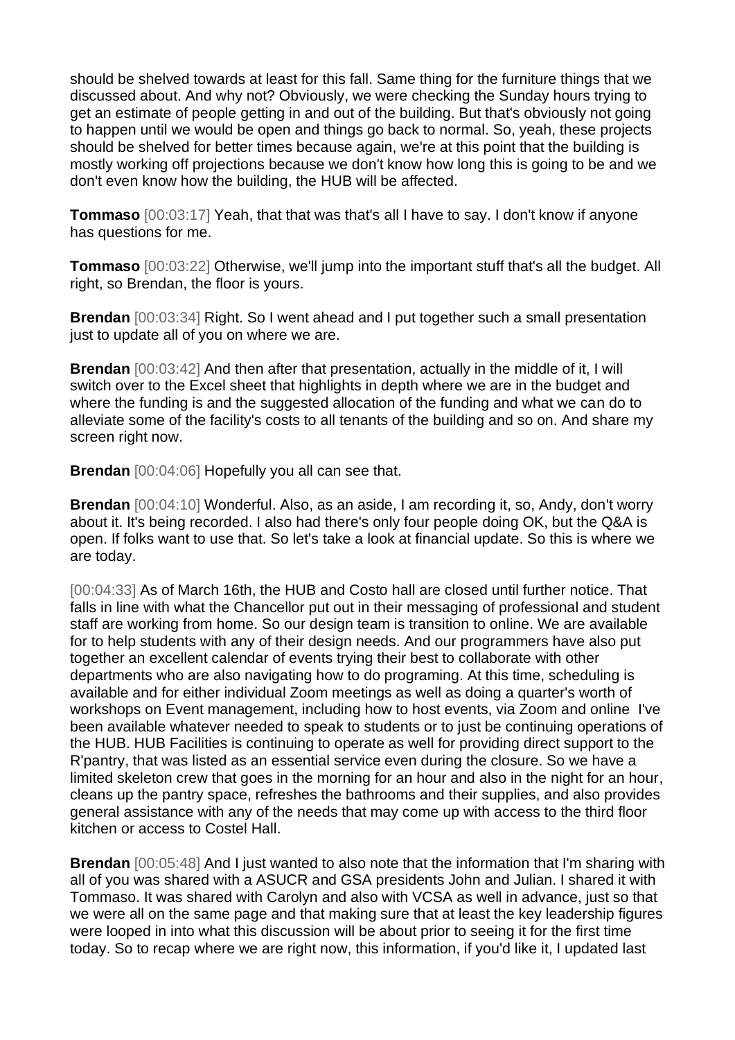should be shelved towards at least for this fall. Same thing for the furniture things that we discussed about. And why not? Obviously, we were checking the Sunday hours trying to get an estimate of people getting in and out of the building. But that's obviously not going to happen until we would be open and things go back to normal. So, yeah, these projects should be shelved for better times because again, we're at this point that the building is mostly working off projections because we don't know how long this is going to be and we don't even know how the building, the HUB will be affected.

**Tommaso** [00:03:17] Yeah, that that was that's all I have to say. I don't know if anyone has questions for me.

**Tommaso** [00:03:22] Otherwise, we'll jump into the important stuff that's all the budget. All right, so Brendan, the floor is yours.

**Brendan** [00:03:34] Right. So I went ahead and I put together such a small presentation just to update all of you on where we are.

**Brendan** [00:03:42] And then after that presentation, actually in the middle of it, I will switch over to the Excel sheet that highlights in depth where we are in the budget and where the funding is and the suggested allocation of the funding and what we can do to alleviate some of the facility's costs to all tenants of the building and so on. And share my screen right now.

**Brendan** [00:04:06] Hopefully you all can see that.

**Brendan** [00:04:10] Wonderful. Also, as an aside, I am recording it, so, Andy, don't worry about it. It's being recorded. I also had there's only four people doing OK, but the Q&A is open. If folks want to use that. So let's take a look at financial update. So this is where we are today.

[00:04:33] As of March 16th, the HUB and Costo hall are closed until further notice. That falls in line with what the Chancellor put out in their messaging of professional and student staff are working from home. So our design team is transition to online. We are available for to help students with any of their design needs. And our programmers have also put together an excellent calendar of events trying their best to collaborate with other departments who are also navigating how to do programing. At this time, scheduling is available and for either individual Zoom meetings as well as doing a quarter's worth of workshops on Event management, including how to host events, via Zoom and online I've been available whatever needed to speak to students or to just be continuing operations of the HUB. HUB Facilities is continuing to operate as well for providing direct support to the R'pantry, that was listed as an essential service even during the closure. So we have a limited skeleton crew that goes in the morning for an hour and also in the night for an hour, cleans up the pantry space, refreshes the bathrooms and their supplies, and also provides general assistance with any of the needs that may come up with access to the third floor kitchen or access to Costel Hall.

**Brendan** [00:05:48] And I just wanted to also note that the information that I'm sharing with all of you was shared with a ASUCR and GSA presidents John and Julian. I shared it with Tommaso. It was shared with Carolyn and also with VCSA as well in advance, just so that we were all on the same page and that making sure that at least the key leadership figures were looped in into what this discussion will be about prior to seeing it for the first time today. So to recap where we are right now, this information, if you'd like it, I updated last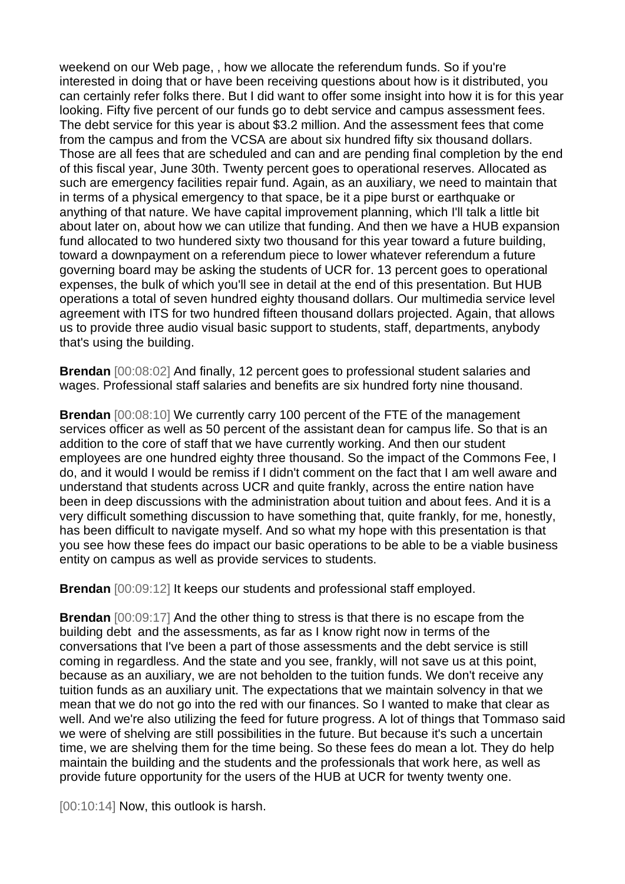weekend on our Web page, , how we allocate the referendum funds. So if you're interested in doing that or have been receiving questions about how is it distributed, you can certainly refer folks there. But I did want to offer some insight into how it is for this year looking. Fifty five percent of our funds go to debt service and campus assessment fees. The debt service for this year is about $3.2 million. And the assessment fees that come from the campus and from the VCSA are about six hundred fifty six thousand dollars. Those are all fees that are scheduled and can and are pending final completion by the end of this fiscal year, June 30th. Twenty percent goes to operational reserves. Allocated as such are emergency facilities repair fund. Again, as an auxiliary, we need to maintain that in terms of a physical emergency to that space, be it a pipe burst or earthquake or anything of that nature. We have capital improvement planning, which I'll talk a little bit about later on, about how we can utilize that funding. And then we have a HUB expansion fund allocated to two hundered sixty two thousand for this year toward a future building, toward a downpayment on a referendum piece to lower whatever referendum a future governing board may be asking the students of UCR for. 13 percent goes to operational expenses, the bulk of which you'll see in detail at the end of this presentation. But HUB operations a total of seven hundred eighty thousand dollars. Our multimedia service level agreement with ITS for two hundred fifteen thousand dollars projected. Again, that allows us to provide three audio visual basic support to students, staff, departments, anybody that's using the building.

**Brendan** [00:08:02] And finally, 12 percent goes to professional student salaries and wages. Professional staff salaries and benefits are six hundred forty nine thousand.

**Brendan** [00:08:10] We currently carry 100 percent of the FTE of the management services officer as well as 50 percent of the assistant dean for campus life. So that is an addition to the core of staff that we have currently working. And then our student employees are one hundred eighty three thousand. So the impact of the Commons Fee, I do, and it would I would be remiss if I didn't comment on the fact that I am well aware and understand that students across UCR and quite frankly, across the entire nation have been in deep discussions with the administration about tuition and about fees. And it is a very difficult something discussion to have something that, quite frankly, for me, honestly, has been difficult to navigate myself. And so what my hope with this presentation is that you see how these fees do impact our basic operations to be able to be a viable business entity on campus as well as provide services to students.

**Brendan** [00:09:12] It keeps our students and professional staff employed.

**Brendan** [00:09:17] And the other thing to stress is that there is no escape from the building debt and the assessments, as far as I know right now in terms of the conversations that I've been a part of those assessments and the debt service is still coming in regardless. And the state and you see, frankly, will not save us at this point, because as an auxiliary, we are not beholden to the tuition funds. We don't receive any tuition funds as an auxiliary unit. The expectations that we maintain solvency in that we mean that we do not go into the red with our finances. So I wanted to make that clear as well. And we're also utilizing the feed for future progress. A lot of things that Tommaso said we were of shelving are still possibilities in the future. But because it's such a uncertain time, we are shelving them for the time being. So these fees do mean a lot. They do help maintain the building and the students and the professionals that work here, as well as provide future opportunity for the users of the HUB at UCR for twenty twenty one.

[00:10:14] Now, this outlook is harsh.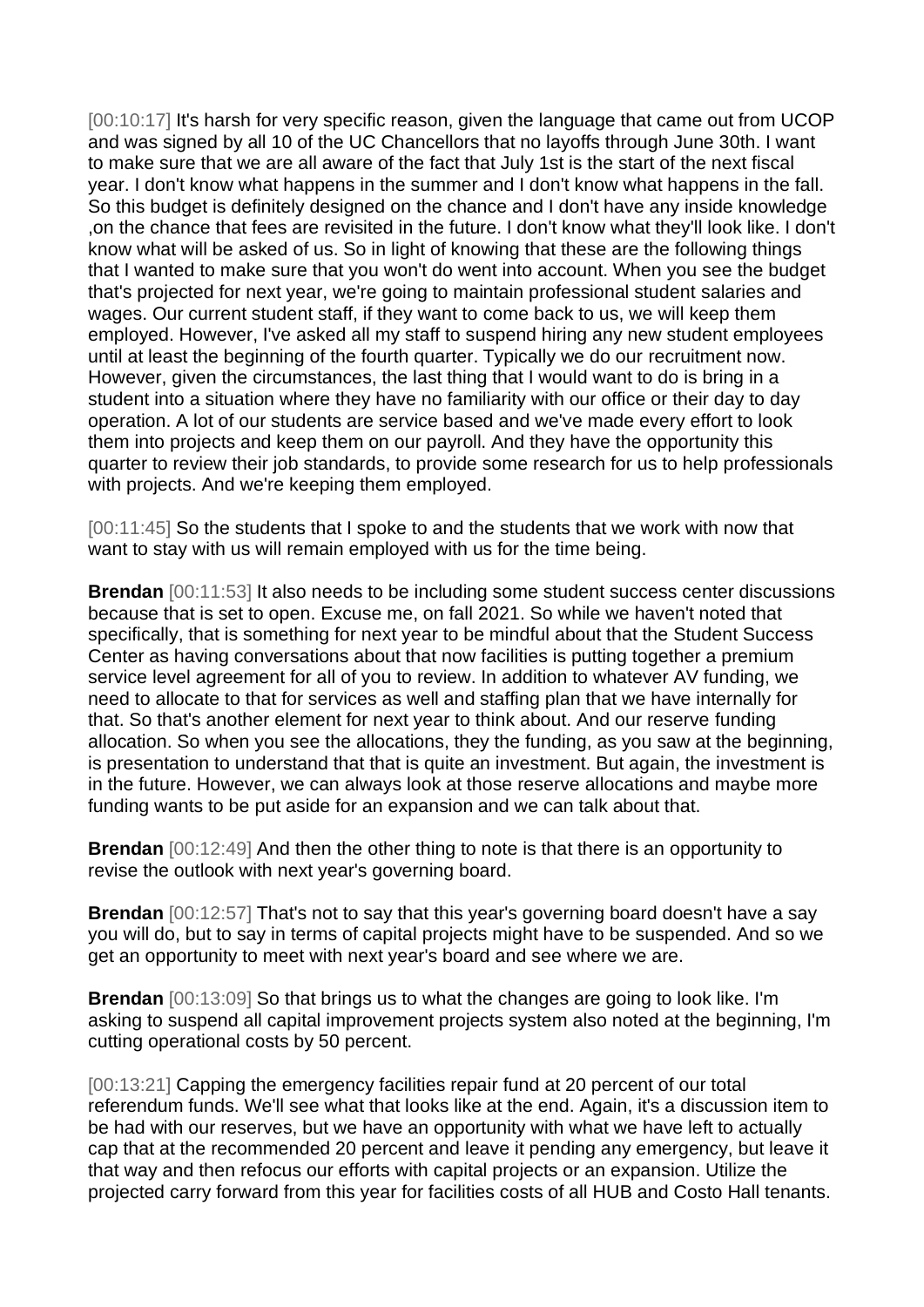[00:10:17] It's harsh for very specific reason, given the language that came out from UCOP and was signed by all 10 of the UC Chancellors that no layoffs through June 30th. I want to make sure that we are all aware of the fact that July 1st is the start of the next fiscal year. I don't know what happens in the summer and I don't know what happens in the fall. So this budget is definitely designed on the chance and I don't have any inside knowledge ,on the chance that fees are revisited in the future. I don't know what they'll look like. I don't know what will be asked of us. So in light of knowing that these are the following things that I wanted to make sure that you won't do went into account. When you see the budget that's projected for next year, we're going to maintain professional student salaries and wages. Our current student staff, if they want to come back to us, we will keep them employed. However, I've asked all my staff to suspend hiring any new student employees until at least the beginning of the fourth quarter. Typically we do our recruitment now. However, given the circumstances, the last thing that I would want to do is bring in a student into a situation where they have no familiarity with our office or their day to day operation. A lot of our students are service based and we've made every effort to look them into projects and keep them on our payroll. And they have the opportunity this quarter to review their job standards, to provide some research for us to help professionals with projects. And we're keeping them employed.

[00:11:45] So the students that I spoke to and the students that we work with now that want to stay with us will remain employed with us for the time being.

**Brendan** [00:11:53] It also needs to be including some student success center discussions because that is set to open. Excuse me, on fall 2021. So while we haven't noted that specifically, that is something for next year to be mindful about that the Student Success Center as having conversations about that now facilities is putting together a premium service level agreement for all of you to review. In addition to whatever AV funding, we need to allocate to that for services as well and staffing plan that we have internally for that. So that's another element for next year to think about. And our reserve funding allocation. So when you see the allocations, they the funding, as you saw at the beginning, is presentation to understand that that is quite an investment. But again, the investment is in the future. However, we can always look at those reserve allocations and maybe more funding wants to be put aside for an expansion and we can talk about that.

**Brendan** [00:12:49] And then the other thing to note is that there is an opportunity to revise the outlook with next year's governing board.

**Brendan** [00:12:57] That's not to say that this year's governing board doesn't have a say you will do, but to say in terms of capital projects might have to be suspended. And so we get an opportunity to meet with next year's board and see where we are.

**Brendan** [00:13:09] So that brings us to what the changes are going to look like. I'm asking to suspend all capital improvement projects system also noted at the beginning, I'm cutting operational costs by 50 percent.

[00:13:21] Capping the emergency facilities repair fund at 20 percent of our total referendum funds. We'll see what that looks like at the end. Again, it's a discussion item to be had with our reserves, but we have an opportunity with what we have left to actually cap that at the recommended 20 percent and leave it pending any emergency, but leave it that way and then refocus our efforts with capital projects or an expansion. Utilize the projected carry forward from this year for facilities costs of all HUB and Costo Hall tenants.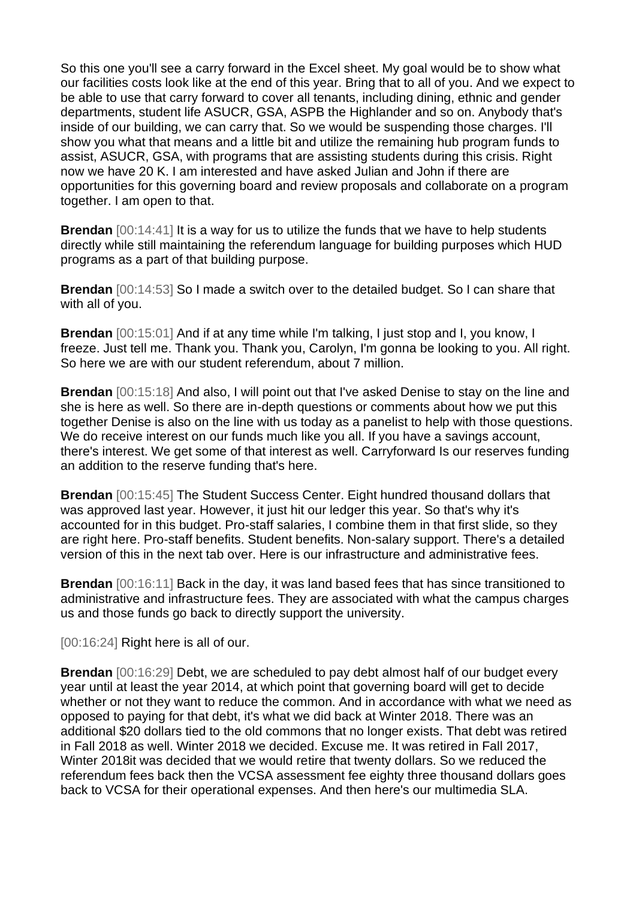So this one you'll see a carry forward in the Excel sheet. My goal would be to show what our facilities costs look like at the end of this year. Bring that to all of you. And we expect to be able to use that carry forward to cover all tenants, including dining, ethnic and gender departments, student life ASUCR, GSA, ASPB the Highlander and so on. Anybody that's inside of our building, we can carry that. So we would be suspending those charges. I'll show you what that means and a little bit and utilize the remaining hub program funds to assist, ASUCR, GSA, with programs that are assisting students during this crisis. Right now we have 20 K. I am interested and have asked Julian and John if there are opportunities for this governing board and review proposals and collaborate on a program together. I am open to that.

**Brendan** [00:14:41] It is a way for us to utilize the funds that we have to help students directly while still maintaining the referendum language for building purposes which HUD programs as a part of that building purpose.

**Brendan** [00:14:53] So I made a switch over to the detailed budget. So I can share that with all of you.

**Brendan** [00:15:01] And if at any time while I'm talking, I just stop and I, you know, I freeze. Just tell me. Thank you. Thank you, Carolyn, I'm gonna be looking to you. All right. So here we are with our student referendum, about 7 million.

**Brendan** [00:15:18] And also, I will point out that I've asked Denise to stay on the line and she is here as well. So there are in-depth questions or comments about how we put this together Denise is also on the line with us today as a panelist to help with those questions. We do receive interest on our funds much like you all. If you have a savings account, there's interest. We get some of that interest as well. Carryforward Is our reserves funding an addition to the reserve funding that's here.

**Brendan** [00:15:45] The Student Success Center. Eight hundred thousand dollars that was approved last year. However, it just hit our ledger this year. So that's why it's accounted for in this budget. Pro-staff salaries, I combine them in that first slide, so they are right here. Pro-staff benefits. Student benefits. Non-salary support. There's a detailed version of this in the next tab over. Here is our infrastructure and administrative fees.

**Brendan** [00:16:11] Back in the day, it was land based fees that has since transitioned to administrative and infrastructure fees. They are associated with what the campus charges us and those funds go back to directly support the university.

[00:16:24] Right here is all of our.

**Brendan** [00:16:29] Debt, we are scheduled to pay debt almost half of our budget every year until at least the year 2014, at which point that governing board will get to decide whether or not they want to reduce the common. And in accordance with what we need as opposed to paying for that debt, it's what we did back at Winter 2018. There was an additional $20 dollars tied to the old commons that no longer exists. That debt was retired in Fall 2018 as well. Winter 2018 we decided. Excuse me. It was retired in Fall 2017, Winter 2018it was decided that we would retire that twenty dollars. So we reduced the referendum fees back then the VCSA assessment fee eighty three thousand dollars goes back to VCSA for their operational expenses. And then here's our multimedia SLA.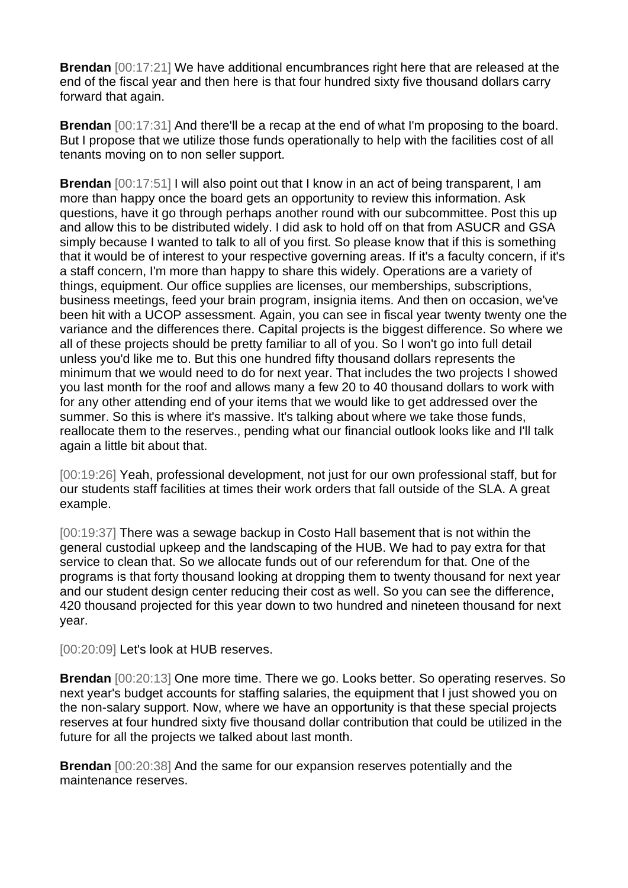**Brendan** [00:17:21] We have additional encumbrances right here that are released at the end of the fiscal year and then here is that four hundred sixty five thousand dollars carry forward that again.

**Brendan** [00:17:31] And there'll be a recap at the end of what I'm proposing to the board. But I propose that we utilize those funds operationally to help with the facilities cost of all tenants moving on to non seller support.

**Brendan** [00:17:51] I will also point out that I know in an act of being transparent, I am more than happy once the board gets an opportunity to review this information. Ask questions, have it go through perhaps another round with our subcommittee. Post this up and allow this to be distributed widely. I did ask to hold off on that from ASUCR and GSA simply because I wanted to talk to all of you first. So please know that if this is something that it would be of interest to your respective governing areas. If it's a faculty concern, if it's a staff concern, I'm more than happy to share this widely. Operations are a variety of things, equipment. Our office supplies are licenses, our memberships, subscriptions, business meetings, feed your brain program, insignia items. And then on occasion, we've been hit with a UCOP assessment. Again, you can see in fiscal year twenty twenty one the variance and the differences there. Capital projects is the biggest difference. So where we all of these projects should be pretty familiar to all of you. So I won't go into full detail unless you'd like me to. But this one hundred fifty thousand dollars represents the minimum that we would need to do for next year. That includes the two projects I showed you last month for the roof and allows many a few 20 to 40 thousand dollars to work with for any other attending end of your items that we would like to get addressed over the summer. So this is where it's massive. It's talking about where we take those funds, reallocate them to the reserves., pending what our financial outlook looks like and I'll talk again a little bit about that.

[00:19:26] Yeah, professional development, not just for our own professional staff, but for our students staff facilities at times their work orders that fall outside of the SLA. A great example.

[00:19:37] There was a sewage backup in Costo Hall basement that is not within the general custodial upkeep and the landscaping of the HUB. We had to pay extra for that service to clean that. So we allocate funds out of our referendum for that. One of the programs is that forty thousand looking at dropping them to twenty thousand for next year and our student design center reducing their cost as well. So you can see the difference, 420 thousand projected for this year down to two hundred and nineteen thousand for next year.

[00:20:09] Let's look at HUB reserves.

**Brendan** [00:20:13] One more time. There we go. Looks better. So operating reserves. So next year's budget accounts for staffing salaries, the equipment that I just showed you on the non-salary support. Now, where we have an opportunity is that these special projects reserves at four hundred sixty five thousand dollar contribution that could be utilized in the future for all the projects we talked about last month.

**Brendan** [00:20:38] And the same for our expansion reserves potentially and the maintenance reserves.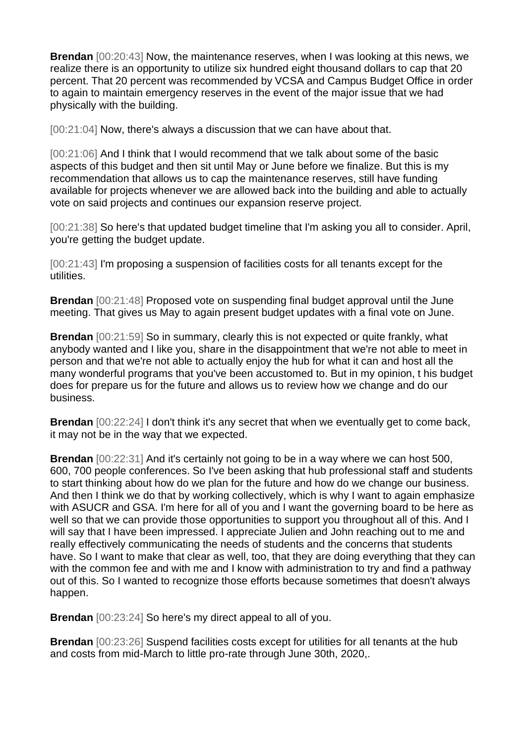**Brendan** [00:20:43] Now, the maintenance reserves, when I was looking at this news, we realize there is an opportunity to utilize six hundred eight thousand dollars to cap that 20 percent. That 20 percent was recommended by VCSA and Campus Budget Office in order to again to maintain emergency reserves in the event of the major issue that we had physically with the building.

[00:21:04] Now, there's always a discussion that we can have about that.

[00:21:06] And I think that I would recommend that we talk about some of the basic aspects of this budget and then sit until May or June before we finalize. But this is my recommendation that allows us to cap the maintenance reserves, still have funding available for projects whenever we are allowed back into the building and able to actually vote on said projects and continues our expansion reserve project.

[00:21:38] So here's that updated budget timeline that I'm asking you all to consider. April, you're getting the budget update.

[00:21:43] I'm proposing a suspension of facilities costs for all tenants except for the utilities.

**Brendan** [00:21:48] Proposed vote on suspending final budget approval until the June meeting. That gives us May to again present budget updates with a final vote on June.

**Brendan** [00:21:59] So in summary, clearly this is not expected or quite frankly, what anybody wanted and I like you, share in the disappointment that we're not able to meet in person and that we're not able to actually enjoy the hub for what it can and host all the many wonderful programs that you've been accustomed to. But in my opinion, t his budget does for prepare us for the future and allows us to review how we change and do our business.

**Brendan** [00:22:24] I don't think it's any secret that when we eventually get to come back, it may not be in the way that we expected.

**Brendan** [00:22:31] And it's certainly not going to be in a way where we can host 500, 600, 700 people conferences. So I've been asking that hub professional staff and students to start thinking about how do we plan for the future and how do we change our business. And then I think we do that by working collectively, which is why I want to again emphasize with ASUCR and GSA. I'm here for all of you and I want the governing board to be here as well so that we can provide those opportunities to support you throughout all of this. And I will say that I have been impressed. I appreciate Julien and John reaching out to me and really effectively communicating the needs of students and the concerns that students have. So I want to make that clear as well, too, that they are doing everything that they can with the common fee and with me and I know with administration to try and find a pathway out of this. So I wanted to recognize those efforts because sometimes that doesn't always happen.

**Brendan** [00:23:24] So here's my direct appeal to all of you.

**Brendan** [00:23:26] Suspend facilities costs except for utilities for all tenants at the hub and costs from mid-March to little pro-rate through June 30th, 2020,.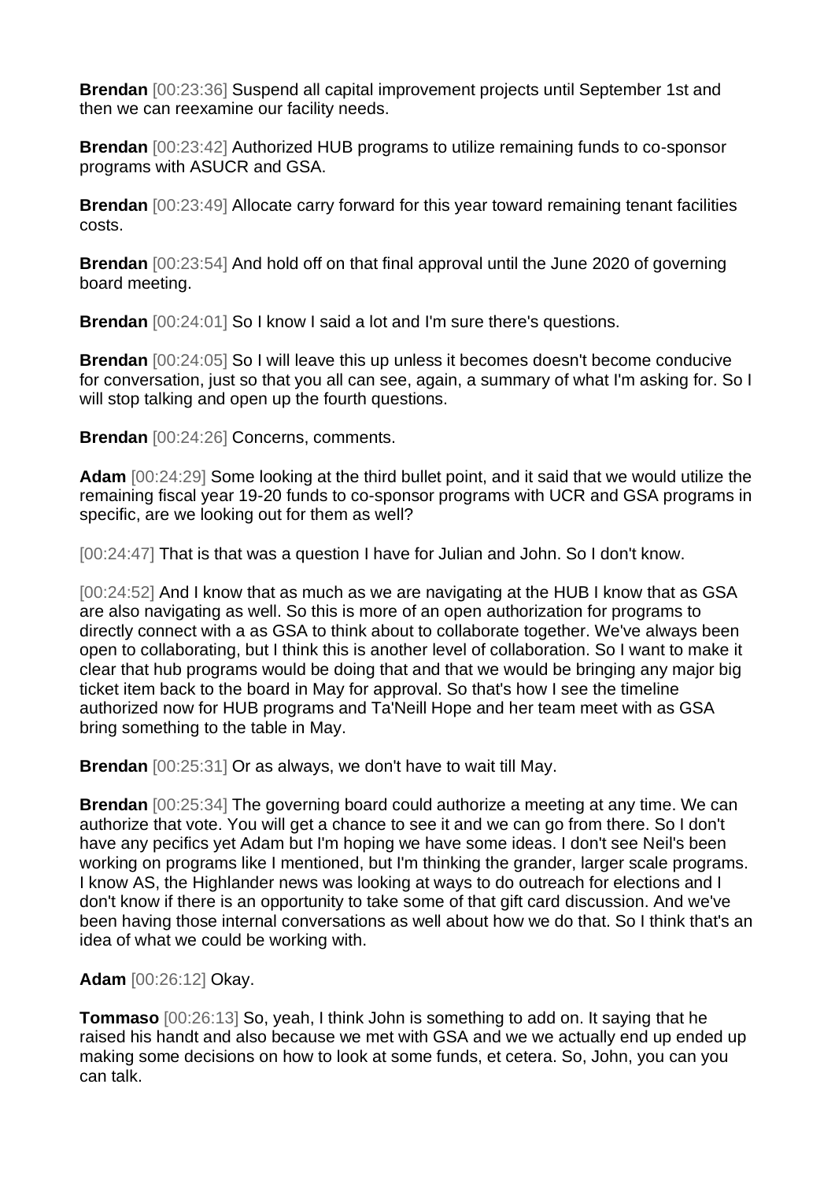**Brendan** [00:23:36] Suspend all capital improvement projects until September 1st and then we can reexamine our facility needs.

**Brendan** [00:23:42] Authorized HUB programs to utilize remaining funds to co-sponsor programs with ASUCR and GSA.

**Brendan** [00:23:49] Allocate carry forward for this year toward remaining tenant facilities costs.

**Brendan** [00:23:54] And hold off on that final approval until the June 2020 of governing board meeting.

**Brendan** [00:24:01] So I know I said a lot and I'm sure there's questions.

**Brendan** [00:24:05] So I will leave this up unless it becomes doesn't become conducive for conversation, just so that you all can see, again, a summary of what I'm asking for. So I will stop talking and open up the fourth questions.

**Brendan** [00:24:26] Concerns, comments.

**Adam** [00:24:29] Some looking at the third bullet point, and it said that we would utilize the remaining fiscal year 19-20 funds to co-sponsor programs with UCR and GSA programs in specific, are we looking out for them as well?

[00:24:47] That is that was a question I have for Julian and John. So I don't know.

[00:24:52] And I know that as much as we are navigating at the HUB I know that as GSA are also navigating as well. So this is more of an open authorization for programs to directly connect with a as GSA to think about to collaborate together. We've always been open to collaborating, but I think this is another level of collaboration. So I want to make it clear that hub programs would be doing that and that we would be bringing any major big ticket item back to the board in May for approval. So that's how I see the timeline authorized now for HUB programs and Ta'Neill Hope and her team meet with as GSA bring something to the table in May.

**Brendan** [00:25:31] Or as always, we don't have to wait till May.

**Brendan** [00:25:34] The governing board could authorize a meeting at any time. We can authorize that vote. You will get a chance to see it and we can go from there. So I don't have any pecifics yet Adam but I'm hoping we have some ideas. I don't see Neil's been working on programs like I mentioned, but I'm thinking the grander, larger scale programs. I know AS, the Highlander news was looking at ways to do outreach for elections and I don't know if there is an opportunity to take some of that gift card discussion. And we've been having those internal conversations as well about how we do that. So I think that's an idea of what we could be working with.

**Adam** [00:26:12] Okay.

**Tommaso** [00:26:13] So, yeah, I think John is something to add on. It saying that he raised his handt and also because we met with GSA and we we actually end up ended up making some decisions on how to look at some funds, et cetera. So, John, you can you can talk.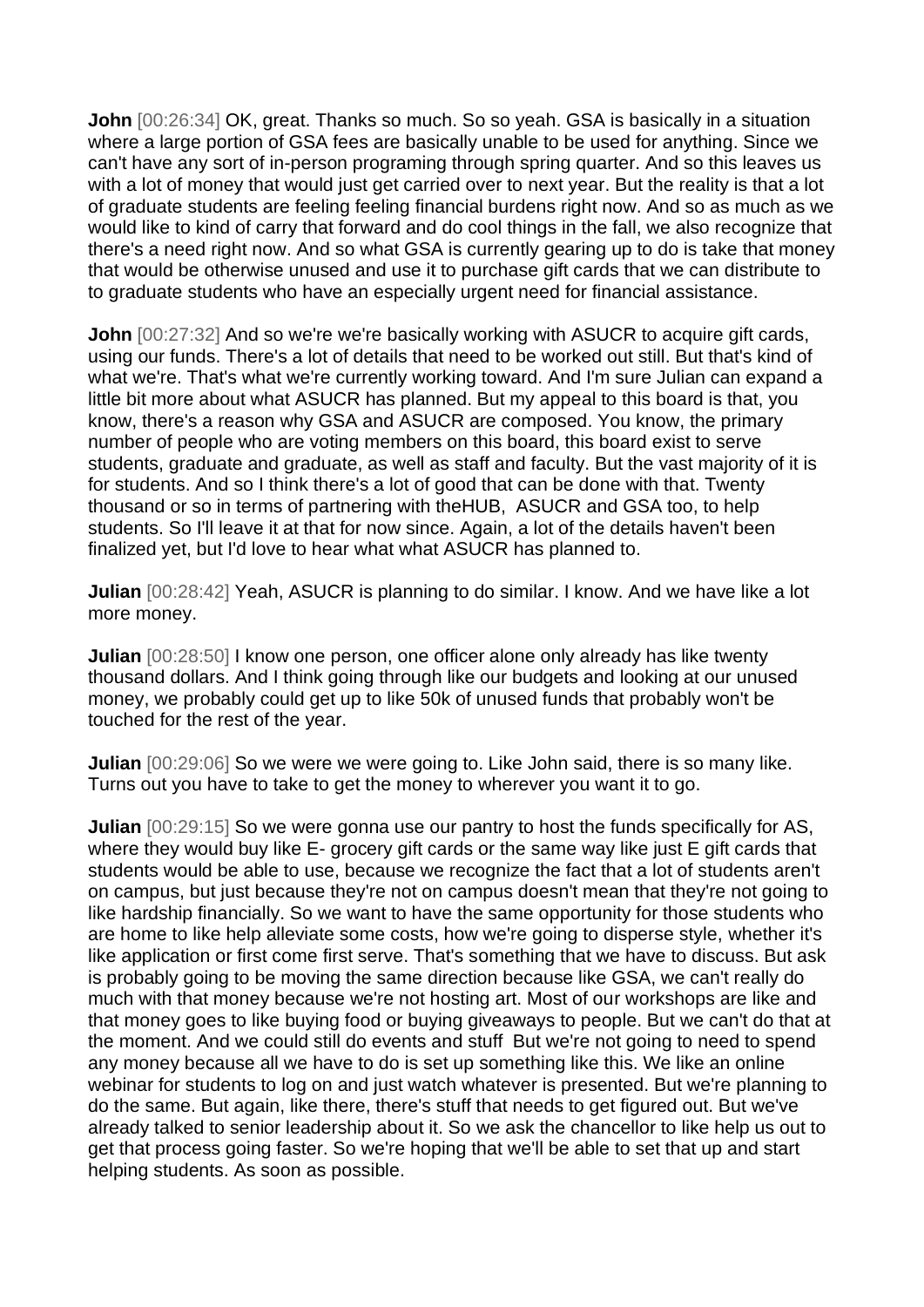**John** [00:26:34] OK, great. Thanks so much. So so yeah. GSA is basically in a situation where a large portion of GSA fees are basically unable to be used for anything. Since we can't have any sort of in-person programing through spring quarter. And so this leaves us with a lot of money that would just get carried over to next year. But the reality is that a lot of graduate students are feeling feeling financial burdens right now. And so as much as we would like to kind of carry that forward and do cool things in the fall, we also recognize that there's a need right now. And so what GSA is currently gearing up to do is take that money that would be otherwise unused and use it to purchase gift cards that we can distribute to to graduate students who have an especially urgent need for financial assistance.

**John** [00:27:32] And so we're we're basically working with ASUCR to acquire gift cards, using our funds. There's a lot of details that need to be worked out still. But that's kind of what we're. That's what we're currently working toward. And I'm sure Julian can expand a little bit more about what ASUCR has planned. But my appeal to this board is that, you know, there's a reason why GSA and ASUCR are composed. You know, the primary number of people who are voting members on this board, this board exist to serve students, graduate and graduate, as well as staff and faculty. But the vast majority of it is for students. And so I think there's a lot of good that can be done with that. Twenty thousand or so in terms of partnering with theHUB, ASUCR and GSA too, to help students. So I'll leave it at that for now since. Again, a lot of the details haven't been finalized yet, but I'd love to hear what what ASUCR has planned to.

**Julian** [00:28:42] Yeah, ASUCR is planning to do similar. I know. And we have like a lot more money.

**Julian** [00:28:50] I know one person, one officer alone only already has like twenty thousand dollars. And I think going through like our budgets and looking at our unused money, we probably could get up to like 50k of unused funds that probably won't be touched for the rest of the year.

**Julian** [00:29:06] So we were we were going to. Like John said, there is so many like. Turns out you have to take to get the money to wherever you want it to go.

**Julian** [00:29:15] So we were gonna use our pantry to host the funds specifically for AS, where they would buy like E- grocery gift cards or the same way like just E gift cards that students would be able to use, because we recognize the fact that a lot of students aren't on campus, but just because they're not on campus doesn't mean that they're not going to like hardship financially. So we want to have the same opportunity for those students who are home to like help alleviate some costs, how we're going to disperse style, whether it's like application or first come first serve. That's something that we have to discuss. But ask is probably going to be moving the same direction because like GSA, we can't really do much with that money because we're not hosting art. Most of our workshops are like and that money goes to like buying food or buying giveaways to people. But we can't do that at the moment. And we could still do events and stuff But we're not going to need to spend any money because all we have to do is set up something like this. We like an online webinar for students to log on and just watch whatever is presented. But we're planning to do the same. But again, like there, there's stuff that needs to get figured out. But we've already talked to senior leadership about it. So we ask the chancellor to like help us out to get that process going faster. So we're hoping that we'll be able to set that up and start helping students. As soon as possible.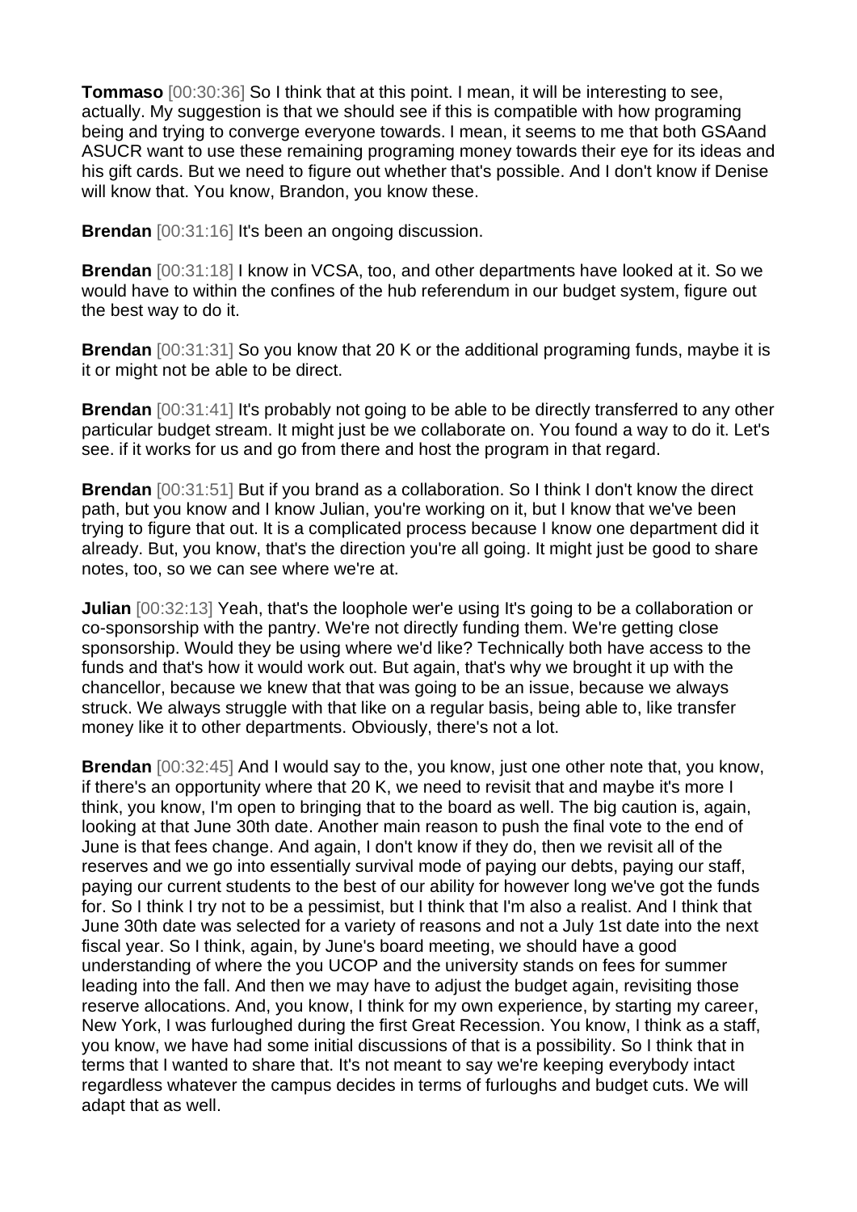**Tommaso** [00:30:36] So I think that at this point. I mean, it will be interesting to see, actually. My suggestion is that we should see if this is compatible with how programing being and trying to converge everyone towards. I mean, it seems to me that both GSAand ASUCR want to use these remaining programing money towards their eye for its ideas and his gift cards. But we need to figure out whether that's possible. And I don't know if Denise will know that. You know, Brandon, you know these.

**Brendan** [00:31:16] It's been an ongoing discussion.

**Brendan** [00:31:18] I know in VCSA, too, and other departments have looked at it. So we would have to within the confines of the hub referendum in our budget system, figure out the best way to do it.

**Brendan** [00:31:31] So you know that 20 K or the additional programing funds, maybe it is it or might not be able to be direct.

**Brendan** [00:31:41] It's probably not going to be able to be directly transferred to any other particular budget stream. It might just be we collaborate on. You found a way to do it. Let's see. if it works for us and go from there and host the program in that regard.

**Brendan** [00:31:51] But if you brand as a collaboration. So I think I don't know the direct path, but you know and I know Julian, you're working on it, but I know that we've been trying to figure that out. It is a complicated process because I know one department did it already. But, you know, that's the direction you're all going. It might just be good to share notes, too, so we can see where we're at.

**Julian** [00:32:13] Yeah, that's the loophole wer'e using It's going to be a collaboration or co-sponsorship with the pantry. We're not directly funding them. We're getting close sponsorship. Would they be using where we'd like? Technically both have access to the funds and that's how it would work out. But again, that's why we brought it up with the chancellor, because we knew that that was going to be an issue, because we always struck. We always struggle with that like on a regular basis, being able to, like transfer money like it to other departments. Obviously, there's not a lot.

**Brendan** [00:32:45] And I would say to the, you know, just one other note that, you know, if there's an opportunity where that 20 K, we need to revisit that and maybe it's more I think, you know, I'm open to bringing that to the board as well. The big caution is, again, looking at that June 30th date. Another main reason to push the final vote to the end of June is that fees change. And again, I don't know if they do, then we revisit all of the reserves and we go into essentially survival mode of paying our debts, paying our staff, paying our current students to the best of our ability for however long we've got the funds for. So I think I try not to be a pessimist, but I think that I'm also a realist. And I think that June 30th date was selected for a variety of reasons and not a July 1st date into the next fiscal year. So I think, again, by June's board meeting, we should have a good understanding of where the you UCOP and the university stands on fees for summer leading into the fall. And then we may have to adjust the budget again, revisiting those reserve allocations. And, you know, I think for my own experience, by starting my career, New York, I was furloughed during the first Great Recession. You know, I think as a staff, you know, we have had some initial discussions of that is a possibility. So I think that in terms that I wanted to share that. It's not meant to say we're keeping everybody intact regardless whatever the campus decides in terms of furloughs and budget cuts. We will adapt that as well.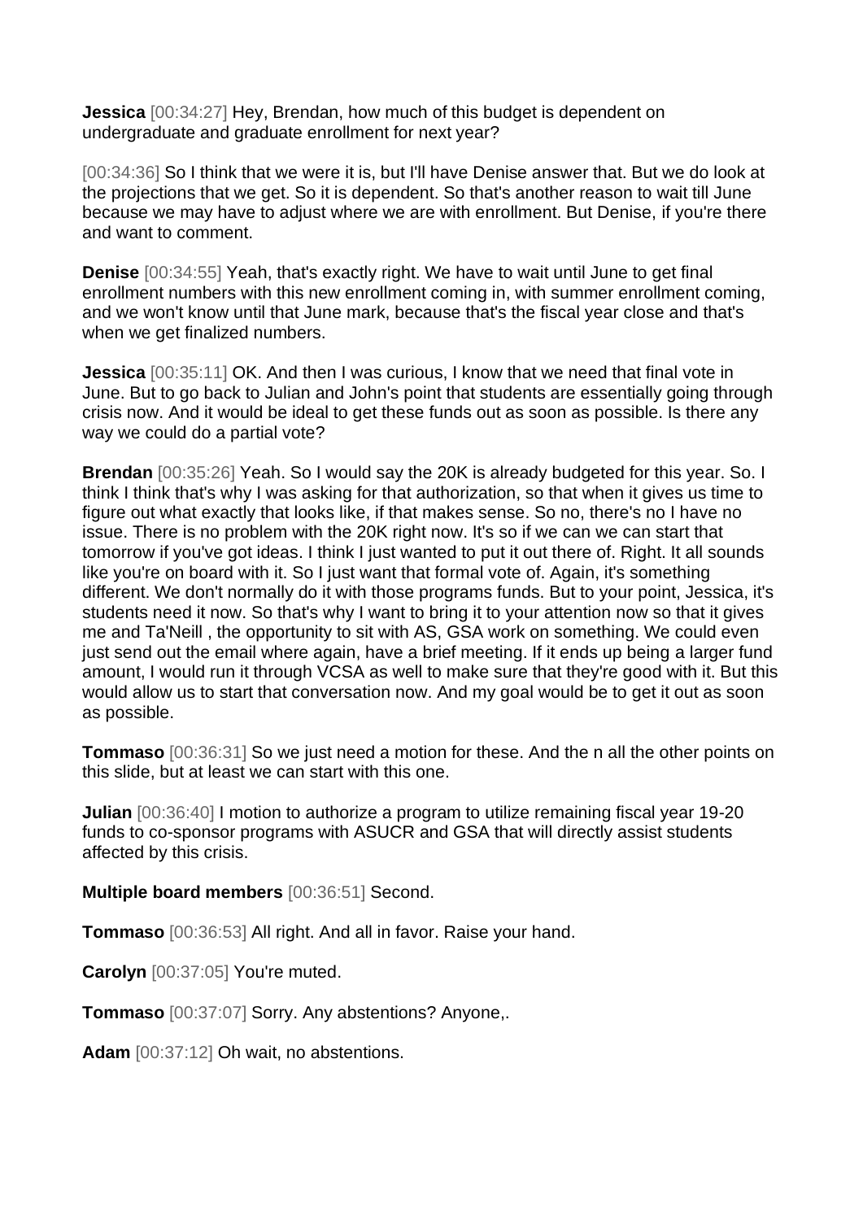**Jessica** [00:34:27] Hey, Brendan, how much of this budget is dependent on undergraduate and graduate enrollment for next year?

[00:34:36] So I think that we were it is, but I'll have Denise answer that. But we do look at the projections that we get. So it is dependent. So that's another reason to wait till June because we may have to adjust where we are with enrollment. But Denise, if you're there and want to comment.

**Denise** [00:34:55] Yeah, that's exactly right. We have to wait until June to get final enrollment numbers with this new enrollment coming in, with summer enrollment coming, and we won't know until that June mark, because that's the fiscal year close and that's when we get finalized numbers.

**Jessica** [00:35:11] OK. And then I was curious, I know that we need that final vote in June. But to go back to Julian and John's point that students are essentially going through crisis now. And it would be ideal to get these funds out as soon as possible. Is there any way we could do a partial vote?

**Brendan** [00:35:26] Yeah. So I would say the 20K is already budgeted for this year. So. I think I think that's why I was asking for that authorization, so that when it gives us time to figure out what exactly that looks like, if that makes sense. So no, there's no I have no issue. There is no problem with the 20K right now. It's so if we can we can start that tomorrow if you've got ideas. I think I just wanted to put it out there of. Right. It all sounds like you're on board with it. So I just want that formal vote of. Again, it's something different. We don't normally do it with those programs funds. But to your point, Jessica, it's students need it now. So that's why I want to bring it to your attention now so that it gives me and Ta'Neill , the opportunity to sit with AS, GSA work on something. We could even just send out the email where again, have a brief meeting. If it ends up being a larger fund amount, I would run it through VCSA as well to make sure that they're good with it. But this would allow us to start that conversation now. And my goal would be to get it out as soon as possible.

**Tommaso** [00:36:31] So we just need a motion for these. And the n all the other points on this slide, but at least we can start with this one.

**Julian** [00:36:40] I motion to authorize a program to utilize remaining fiscal year 19-20 funds to co-sponsor programs with ASUCR and GSA that will directly assist students affected by this crisis.

**Multiple board members** [00:36:51] Second.

**Tommaso** [00:36:53] All right. And all in favor. Raise your hand.

**Carolyn** [00:37:05] You're muted.

**Tommaso** [00:37:07] Sorry. Any abstentions? Anyone,.

**Adam** [00:37:12] Oh wait, no abstentions.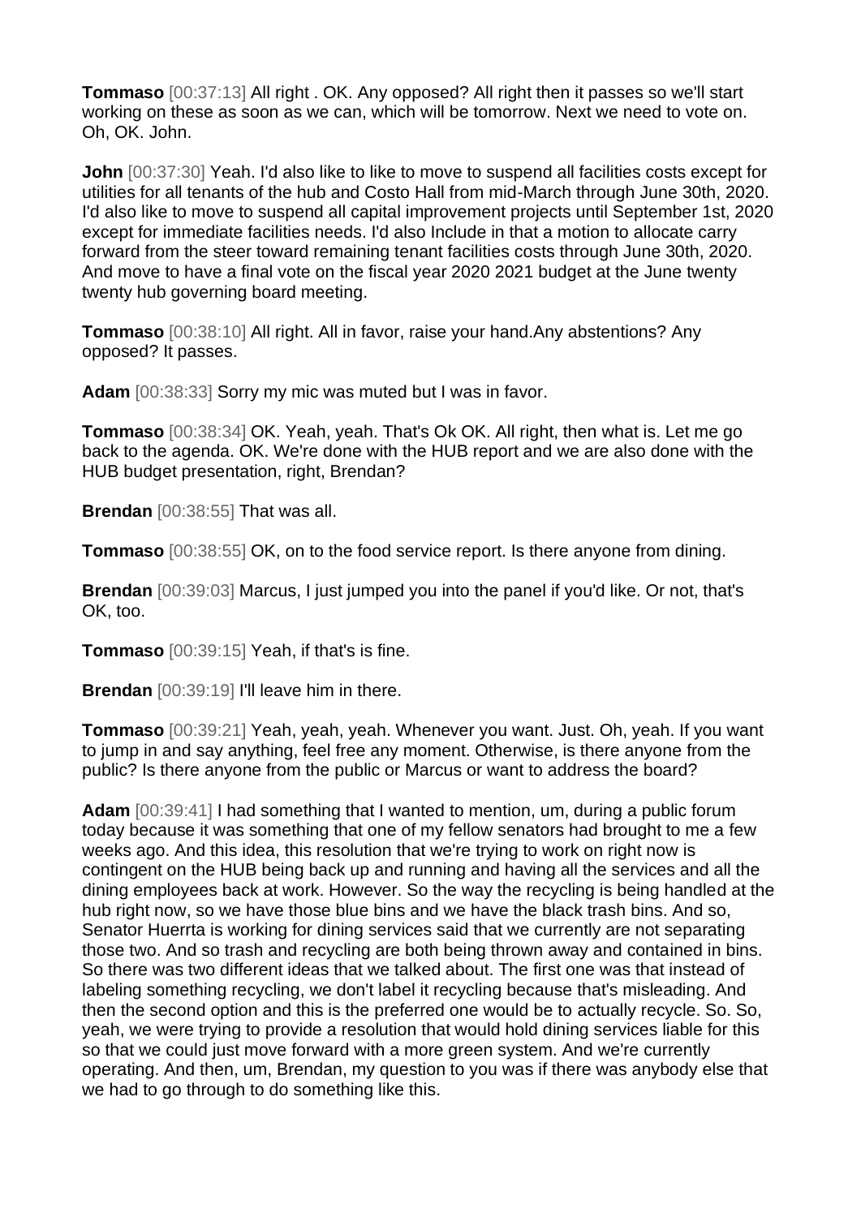**Tommaso** [00:37:13] All right . OK. Any opposed? All right then it passes so we'll start working on these as soon as we can, which will be tomorrow. Next we need to vote on. Oh, OK. John.

**John** [00:37:30] Yeah. I'd also like to like to move to suspend all facilities costs except for utilities for all tenants of the hub and Costo Hall from mid-March through June 30th, 2020. I'd also like to move to suspend all capital improvement projects until September 1st, 2020 except for immediate facilities needs. I'd also Include in that a motion to allocate carry forward from the steer toward remaining tenant facilities costs through June 30th, 2020. And move to have a final vote on the fiscal year 2020 2021 budget at the June twenty twenty hub governing board meeting.

**Tommaso** [00:38:10] All right. All in favor, raise your hand.Any abstentions? Any opposed? It passes.

**Adam** [00:38:33] Sorry my mic was muted but I was in favor.

**Tommaso** [00:38:34] OK. Yeah, yeah. That's Ok OK. All right, then what is. Let me go back to the agenda. OK. We're done with the HUB report and we are also done with the HUB budget presentation, right, Brendan?

**Brendan** [00:38:55] That was all.

**Tommaso** [00:38:55] OK, on to the food service report. Is there anyone from dining.

**Brendan** [00:39:03] Marcus, I just jumped you into the panel if you'd like. Or not, that's OK, too.

**Tommaso** [00:39:15] Yeah, if that's is fine.

**Brendan** [00:39:19] I'll leave him in there.

**Tommaso** [00:39:21] Yeah, yeah, yeah. Whenever you want. Just. Oh, yeah. If you want to jump in and say anything, feel free any moment. Otherwise, is there anyone from the public? Is there anyone from the public or Marcus or want to address the board?

**Adam** [00:39:41] I had something that I wanted to mention, um, during a public forum today because it was something that one of my fellow senators had brought to me a few weeks ago. And this idea, this resolution that we're trying to work on right now is contingent on the HUB being back up and running and having all the services and all the dining employees back at work. However. So the way the recycling is being handled at the hub right now, so we have those blue bins and we have the black trash bins. And so, Senator Huerrta is working for dining services said that we currently are not separating those two. And so trash and recycling are both being thrown away and contained in bins. So there was two different ideas that we talked about. The first one was that instead of labeling something recycling, we don't label it recycling because that's misleading. And then the second option and this is the preferred one would be to actually recycle. So. So, yeah, we were trying to provide a resolution that would hold dining services liable for this so that we could just move forward with a more green system. And we're currently operating. And then, um, Brendan, my question to you was if there was anybody else that we had to go through to do something like this.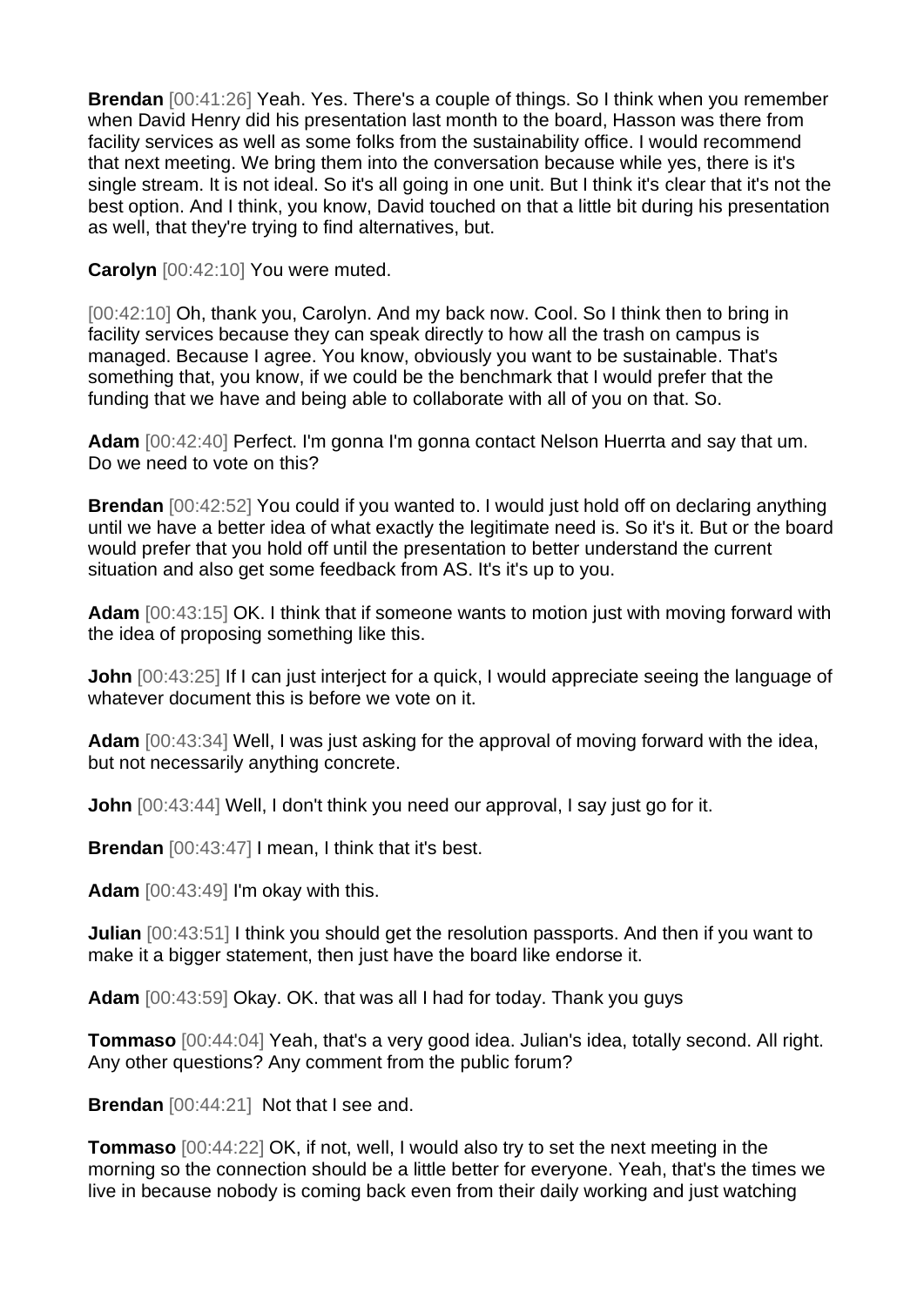**Brendan** [00:41:26] Yeah. Yes. There's a couple of things. So I think when you remember when David Henry did his presentation last month to the board, Hasson was there from facility services as well as some folks from the sustainability office. I would recommend that next meeting. We bring them into the conversation because while yes, there is it's single stream. It is not ideal. So it's all going in one unit. But I think it's clear that it's not the best option. And I think, you know, David touched on that a little bit during his presentation as well, that they're trying to find alternatives, but.

**Carolyn** [00:42:10] You were muted.

[00:42:10] Oh, thank you, Carolyn. And my back now. Cool. So I think then to bring in facility services because they can speak directly to how all the trash on campus is managed. Because I agree. You know, obviously you want to be sustainable. That's something that, you know, if we could be the benchmark that I would prefer that the funding that we have and being able to collaborate with all of you on that. So.

**Adam** [00:42:40] Perfect. I'm gonna I'm gonna contact Nelson Huerrta and say that um. Do we need to vote on this?

**Brendan** [00:42:52] You could if you wanted to. I would just hold off on declaring anything until we have a better idea of what exactly the legitimate need is. So it's it. But or the board would prefer that you hold off until the presentation to better understand the current situation and also get some feedback from AS. It's it's up to you.

**Adam** [00:43:15] OK. I think that if someone wants to motion just with moving forward with the idea of proposing something like this.

**John** [00:43:25] If I can just interject for a quick, I would appreciate seeing the language of whatever document this is before we vote on it.

**Adam** [00:43:34] Well, I was just asking for the approval of moving forward with the idea, but not necessarily anything concrete.

**John** [00:43:44] Well, I don't think you need our approval, I say just go for it.

**Brendan** [00:43:47] I mean, I think that it's best.

**Adam** [00:43:49] I'm okay with this.

**Julian** [00:43:51] I think you should get the resolution passports. And then if you want to make it a bigger statement, then just have the board like endorse it.

**Adam** [00:43:59] Okay. OK. that was all I had for today. Thank you guys

**Tommaso** [00:44:04] Yeah, that's a very good idea. Julian's idea, totally second. All right. Any other questions? Any comment from the public forum?

**Brendan** [00:44:21] Not that I see and.

**Tommaso** [00:44:22] OK, if not, well, I would also try to set the next meeting in the morning so the connection should be a little better for everyone. Yeah, that's the times we live in because nobody is coming back even from their daily working and just watching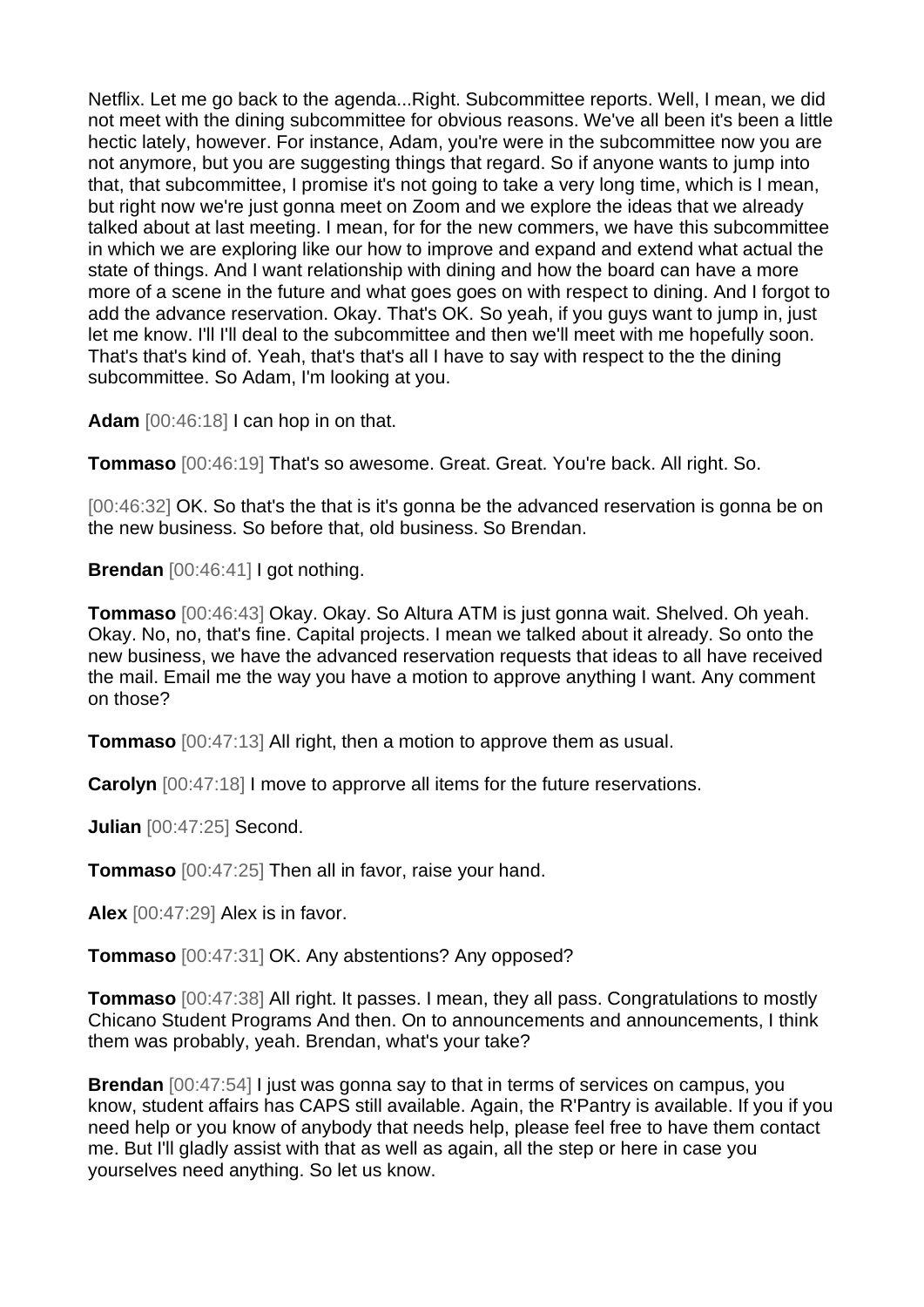Netflix. Let me go back to the agenda...Right. Subcommittee reports. Well, I mean, we did not meet with the dining subcommittee for obvious reasons. We've all been it's been a little hectic lately, however. For instance, Adam, you're were in the subcommittee now you are not anymore, but you are suggesting things that regard. So if anyone wants to jump into that, that subcommittee, I promise it's not going to take a very long time, which is I mean, but right now we're just gonna meet on Zoom and we explore the ideas that we already talked about at last meeting. I mean, for for the new commers, we have this subcommittee in which we are exploring like our how to improve and expand and extend what actual the state of things. And I want relationship with dining and how the board can have a more more of a scene in the future and what goes goes on with respect to dining. And I forgot to add the advance reservation. Okay. That's OK. So yeah, if you guys want to jump in, just let me know. I'll I'll deal to the subcommittee and then we'll meet with me hopefully soon. That's that's kind of. Yeah, that's that's all I have to say with respect to the the dining subcommittee. So Adam, I'm looking at you.

**Adam** [00:46:18] I can hop in on that.

**Tommaso** [00:46:19] That's so awesome. Great. Great. You're back. All right. So.

[00:46:32] OK. So that's the that is it's gonna be the advanced reservation is gonna be on the new business. So before that, old business. So Brendan.

**Brendan** [00:46:41] I got nothing.

**Tommaso** [00:46:43] Okay. Okay. So Altura ATM is just gonna wait. Shelved. Oh yeah. Okay. No, no, that's fine. Capital projects. I mean we talked about it already. So onto the new business, we have the advanced reservation requests that ideas to all have received the mail. Email me the way you have a motion to approve anything I want. Any comment on those?

**Tommaso** [00:47:13] All right, then a motion to approve them as usual.

**Carolyn** [00:47:18] I move to approrve all items for the future reservations.

**Julian** [00:47:25] Second.

**Tommaso** [00:47:25] Then all in favor, raise your hand.

**Alex** [00:47:29] Alex is in favor.

**Tommaso** [00:47:31] OK. Any abstentions? Any opposed?

**Tommaso** [00:47:38] All right. It passes. I mean, they all pass. Congratulations to mostly Chicano Student Programs And then. On to announcements and announcements, I think them was probably, yeah. Brendan, what's your take?

**Brendan** [00:47:54] I just was gonna say to that in terms of services on campus, you know, student affairs has CAPS still available. Again, the R'Pantry is available. If you if you need help or you know of anybody that needs help, please feel free to have them contact me. But I'll gladly assist with that as well as again, all the step or here in case you yourselves need anything. So let us know.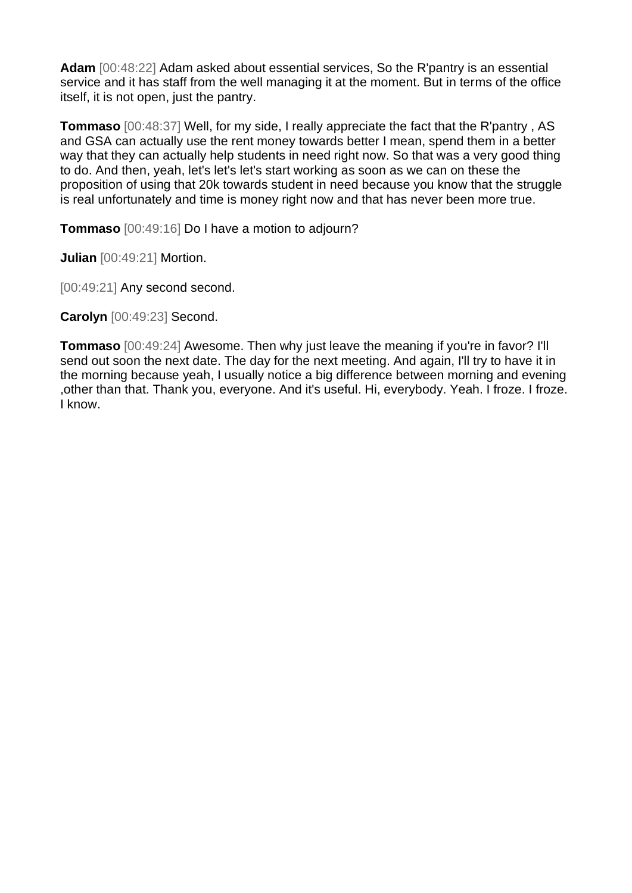**Adam** [00:48:22] Adam asked about essential services, So the R'pantry is an essential service and it has staff from the well managing it at the moment. But in terms of the office itself, it is not open, just the pantry.

**Tommaso** [00:48:37] Well, for my side, I really appreciate the fact that the R'pantry , AS and GSA can actually use the rent money towards better I mean, spend them in a better way that they can actually help students in need right now. So that was a very good thing to do. And then, yeah, let's let's let's start working as soon as we can on these the proposition of using that 20k towards student in need because you know that the struggle is real unfortunately and time is money right now and that has never been more true.

**Tommaso** [00:49:16] Do I have a motion to adjourn?

**Julian** [00:49:21] Mortion.

[00:49:21] Any second second.

**Carolyn** [00:49:23] Second.

**Tommaso** [00:49:24] Awesome. Then why just leave the meaning if you're in favor? I'll send out soon the next date. The day for the next meeting. And again, I'll try to have it in the morning because yeah, I usually notice a big difference between morning and evening ,other than that. Thank you, everyone. And it's useful. Hi, everybody. Yeah. I froze. I froze. I know.